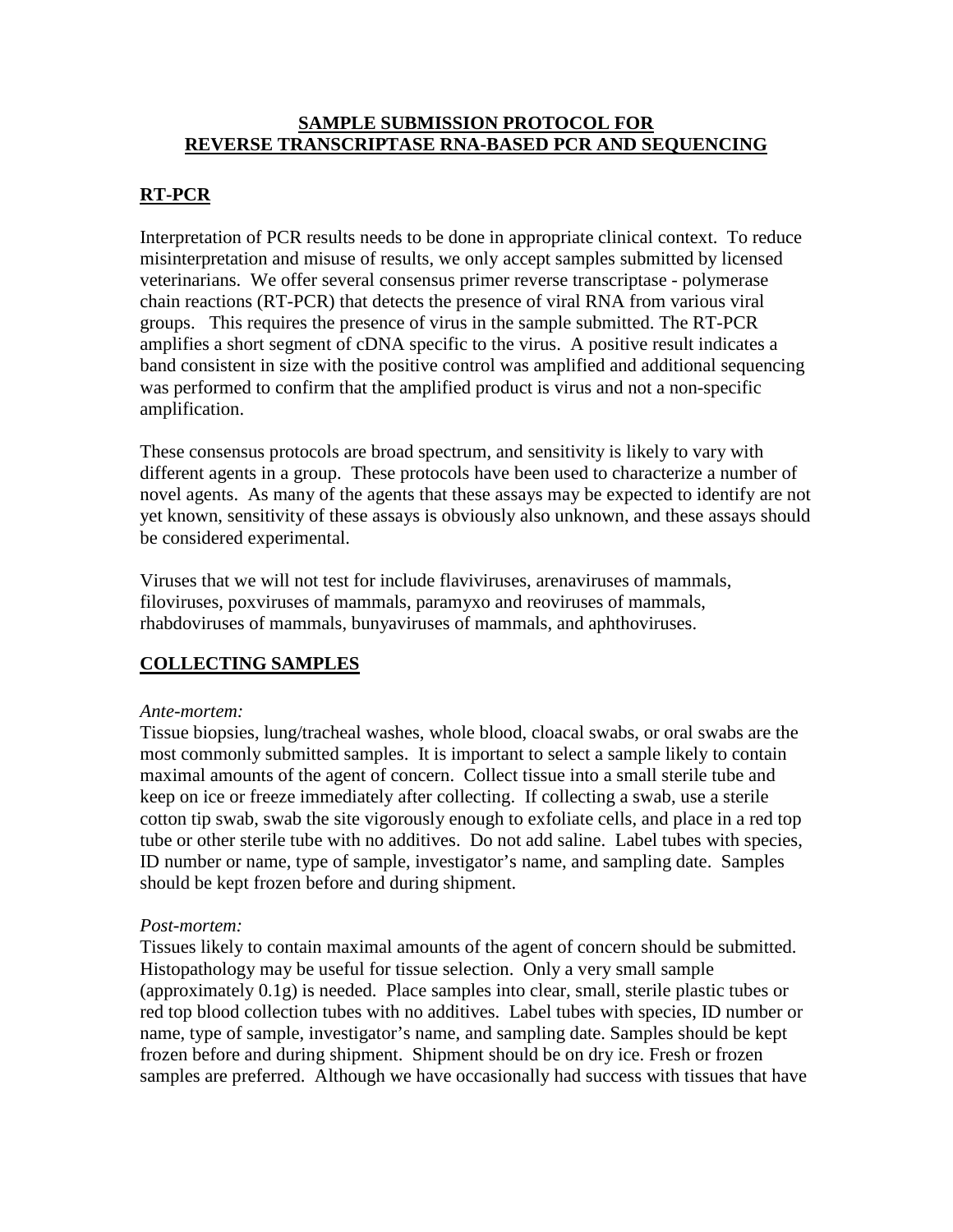# **SAMPLE SUBMISSION PROTOCOL FOR REVERSE TRANSCRIPTASE RNA-BASED PCR AND SEQUENCING**

## **RT-PCR**

Interpretation of PCR results needs to be done in appropriate clinical context. To reduce misinterpretation and misuse of results, we only accept samples submitted by licensed veterinarians. We offer several consensus primer reverse transcriptase - polymerase chain reactions (RT-PCR) that detects the presence of viral RNA from various viral groups. This requires the presence of virus in the sample submitted. The RT-PCR amplifies a short segment of cDNA specific to the virus. A positive result indicates a band consistent in size with the positive control was amplified and additional sequencing was performed to confirm that the amplified product is virus and not a non-specific amplification.

These consensus protocols are broad spectrum, and sensitivity is likely to vary with different agents in a group. These protocols have been used to characterize a number of novel agents. As many of the agents that these assays may be expected to identify are not yet known, sensitivity of these assays is obviously also unknown, and these assays should be considered experimental.

Viruses that we will not test for include flaviviruses, arenaviruses of mammals, filoviruses, poxviruses of mammals, paramyxo and reoviruses of mammals, rhabdoviruses of mammals, bunyaviruses of mammals, and aphthoviruses.

## **COLLECTING SAMPLES**

*Ante-mortem:*
Tissue biopsies, lung/tracheal washes, whole blood, cloacal swabs, or oral swabs are the most commonly submitted samples. It is important to select a sample likely to contain maximal amounts of the agent of concern. Collect tissue into a small sterile tube and keep on ice or freeze immediately after collecting. If collecting a swab, use a sterile cotton tip swab, swab the site vigorously enough to exfoliate cells, and place in a red top tube or other sterile tube with no additives. Do not add saline. Label tubes with species, ID number or name, type of sample, investigator's name, and sampling date. Samples should be kept frozen before and during shipment.

*Post-mortem:*
Tissues likely to contain maximal amounts of the agent of concern should be submitted. Histopathology may be useful for tissue selection. Only a very small sample (approximately 0.1g) is needed. Place samples into clear, small, sterile plastic tubes or red top blood collection tubes with no additives. Label tubes with species, ID number or name, type of sample, investigator's name, and sampling date. Samples should be kept frozen before and during shipment. Shipment should be on dry ice. Fresh or frozen samples are preferred. Although we have occasionally had success with tissues that have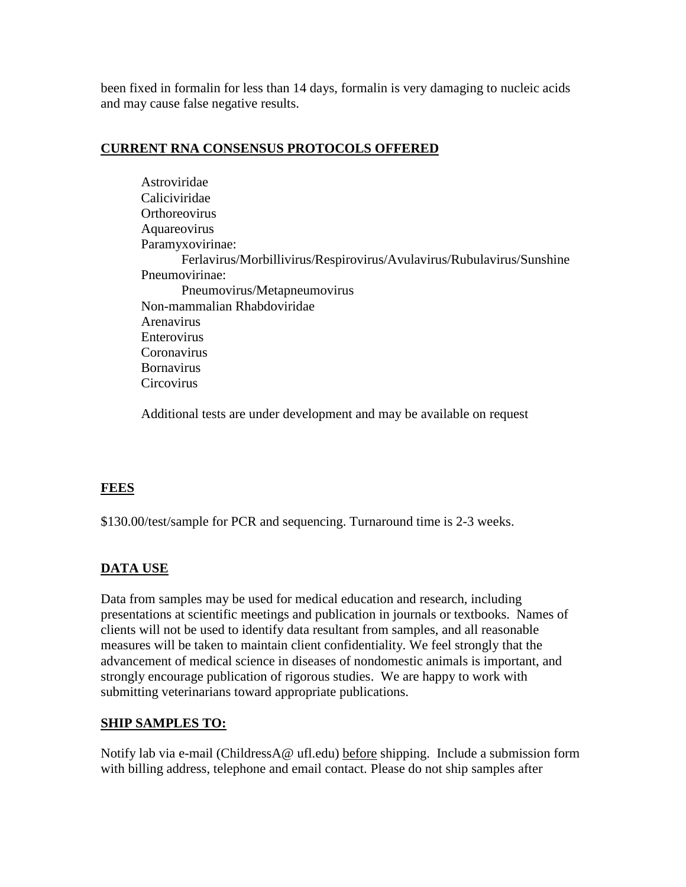been fixed in formalin for less than 14 days, formalin is very damaging to nucleic acids and may cause false negative results.

## CURRENT RNA CONSENSUS PROTOCOLS OFFERED

- Astroviridae
- Caliciviridae
- Orthoreovirus
- Aquareovirus
- Paramyxovirinae:
  - Ferlavirus/Morbillivirus/Respirovirus/Avulavirus/Rubulavirus/Sunshine
- Pneumovirinae:
  - Pneumovirus/Metapneumovirus
- Non-mammalian Rhabdoviridae
- Arenavirus
- Enterovirus
- Coronavirus
- Bornavirus
- Circovirus

Additional tests are under development and may be available on request

## FEES

$130.00/test/sample for PCR and sequencing. Turnaround time is 2-3 weeks.

## DATA USE

Data from samples may be used for medical education and research, including presentations at scientific meetings and publication in journals or textbooks. Names of clients will not be used to identify data resultant from samples, and all reasonable measures will be taken to maintain client confidentiality. We feel strongly that the advancement of medical science in diseases of nondomestic animals is important, and strongly encourage publication of rigorous studies. We are happy to work with submitting veterinarians toward appropriate publications.

## SHIP SAMPLES TO:

Notify lab via e-mail (ChildressA@ ufl.edu) before shipping. Include a submission form with billing address, telephone and email contact. Please do not ship samples after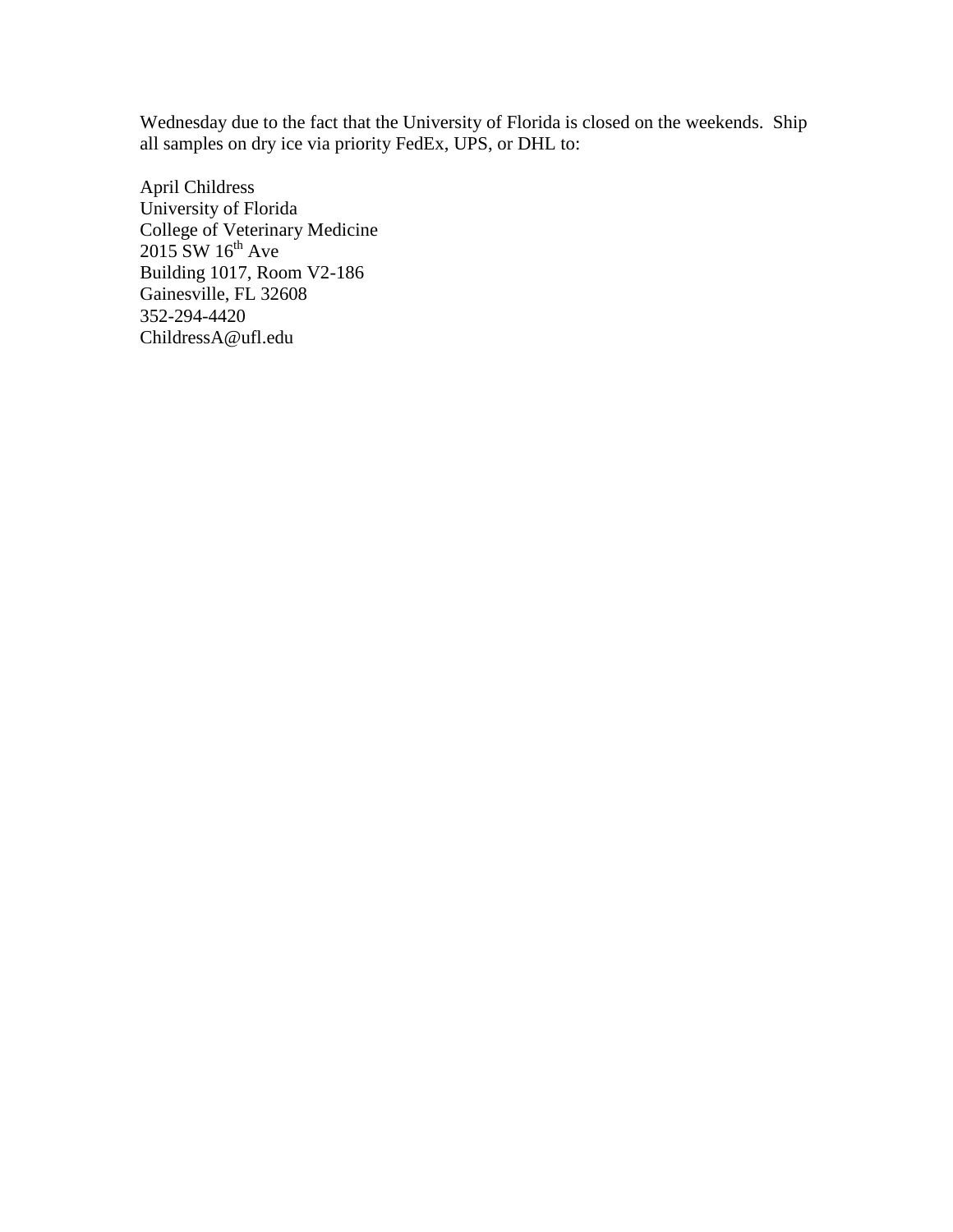Wednesday due to the fact that the University of Florida is closed on the weekends. Ship all samples on dry ice via priority FedEx, UPS, or DHL to:

April Childress
University of Florida
College of Veterinary Medicine
2015 SW 16th Ave
Building 1017, Room V2-186
Gainesville, FL 32608
352-294-4420
ChildressA@ufl.edu